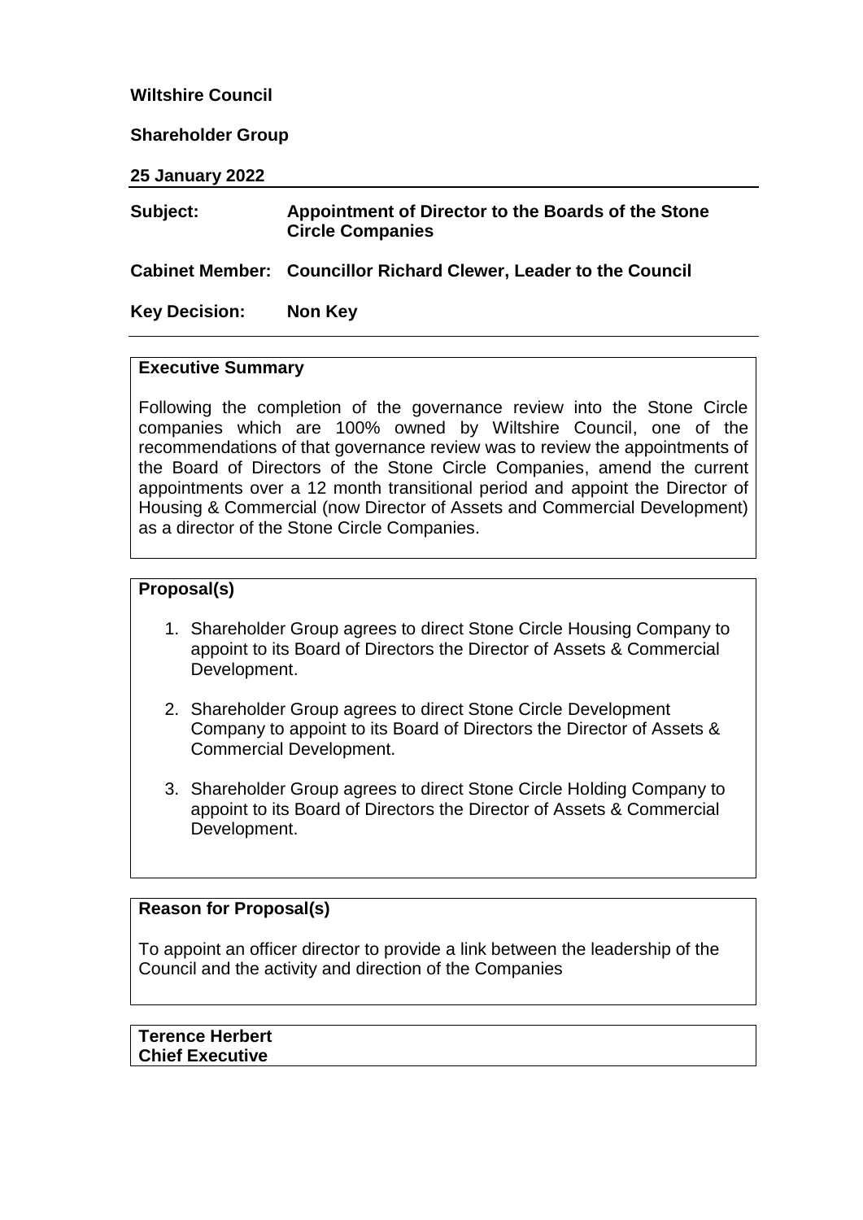**Wiltshire Council**

**Shareholder Group**

**25 January 2022**

| | |
|---|---|
| **Subject:** | **Appointment of Director to the Boards of the Stone Circle Companies** |
| **Cabinet Member:** | **Councillor Richard Clewer, Leader to the Council** |
| **Key Decision:** | **Non Key** |

**Executive Summary**

Following the completion of the governance review into the Stone Circle companies which are 100% owned by Wiltshire Council, one of the recommendations of that governance review was to review the appointments of the Board of Directors of the Stone Circle Companies, amend the current appointments over a 12 month transitional period and appoint the Director of Housing & Commercial (now Director of Assets and Commercial Development) as a director of the Stone Circle Companies.

**Proposal(s)**

1. Shareholder Group agrees to direct Stone Circle Housing Company to appoint to its Board of Directors the Director of Assets & Commercial Development.

2. Shareholder Group agrees to direct Stone Circle Development Company to appoint to its Board of Directors the Director of Assets & Commercial Development.

3. Shareholder Group agrees to direct Stone Circle Holding Company to appoint to its Board of Directors the Director of Assets & Commercial Development.

**Reason for Proposal(s)**

To appoint an officer director to provide a link between the leadership of the Council and the activity and direction of the Companies

**Terence Herbert**
**Chief Executive**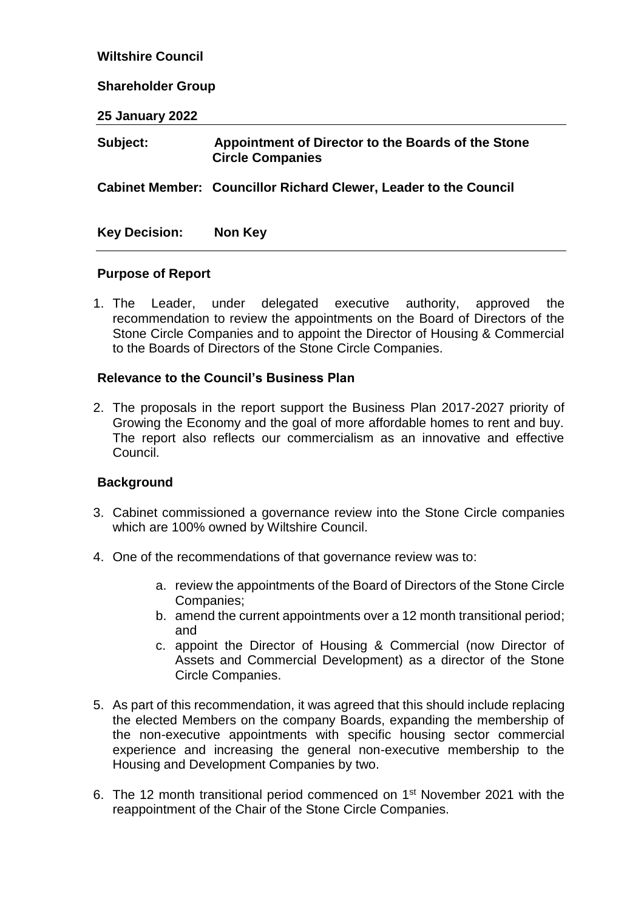**Wiltshire Council**

**Shareholder Group**

**25 January 2022**

| | |
|---|---|
| **Subject:** | **Appointment of Director to the Boards of the Stone Circle Companies** |
| **Cabinet Member:** | **Councillor Richard Clewer, Leader to the Council** |
| **Key Decision:** | **Non Key** |

## Purpose of Report

1. The Leader, under delegated executive authority, approved the recommendation to review the appointments on the Board of Directors of the Stone Circle Companies and to appoint the Director of Housing & Commercial to the Boards of Directors of the Stone Circle Companies.

## Relevance to the Council's Business Plan

2. The proposals in the report support the Business Plan 2017-2027 priority of Growing the Economy and the goal of more affordable homes to rent and buy. The report also reflects our commercialism as an innovative and effective Council.

## Background

3. Cabinet commissioned a governance review into the Stone Circle companies which are 100% owned by Wiltshire Council.

4. One of the recommendations of that governance review was to:

   a. review the appointments of the Board of Directors of the Stone Circle Companies;
   b. amend the current appointments over a 12 month transitional period; and
   c. appoint the Director of Housing & Commercial (now Director of Assets and Commercial Development) as a director of the Stone Circle Companies.

5. As part of this recommendation, it was agreed that this should include replacing the elected Members on the company Boards, expanding the membership of the non-executive appointments with specific housing sector commercial experience and increasing the general non-executive membership to the Housing and Development Companies by two.

6. The 12 month transitional period commenced on 1st November 2021 with the reappointment of the Chair of the Stone Circle Companies.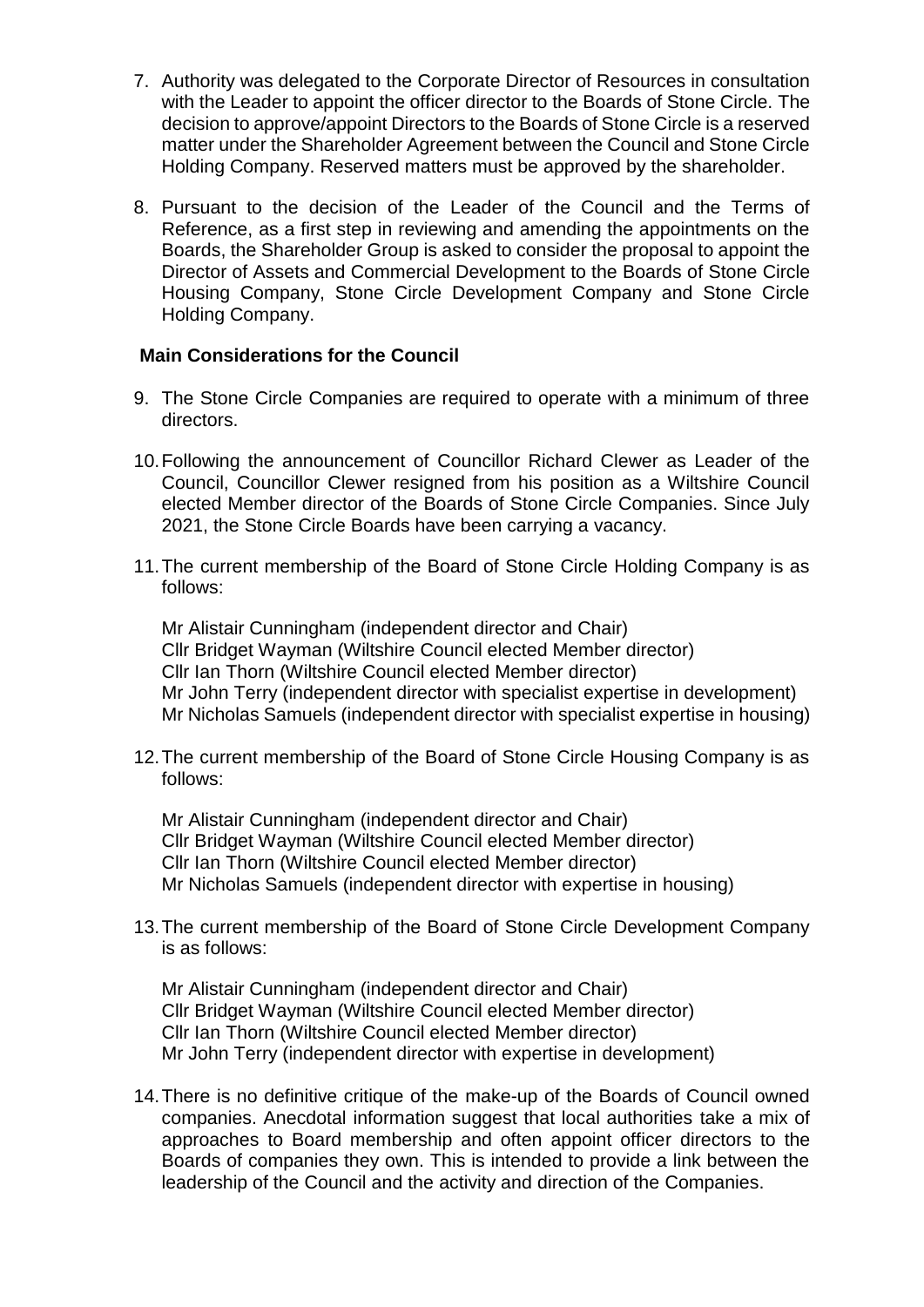7. Authority was delegated to the Corporate Director of Resources in consultation with the Leader to appoint the officer director to the Boards of Stone Circle. The decision to approve/appoint Directors to the Boards of Stone Circle is a reserved matter under the Shareholder Agreement between the Council and Stone Circle Holding Company. Reserved matters must be approved by the shareholder.

8. Pursuant to the decision of the Leader of the Council and the Terms of Reference, as a first step in reviewing and amending the appointments on the Boards, the Shareholder Group is asked to consider the proposal to appoint the Director of Assets and Commercial Development to the Boards of Stone Circle Housing Company, Stone Circle Development Company and Stone Circle Holding Company.

## Main Considerations for the Council

9. The Stone Circle Companies are required to operate with a minimum of three directors.

10. Following the announcement of Councillor Richard Clewer as Leader of the Council, Councillor Clewer resigned from his position as a Wiltshire Council elected Member director of the Boards of Stone Circle Companies. Since July 2021, the Stone Circle Boards have been carrying a vacancy.

11. The current membership of the Board of Stone Circle Holding Company is as follows:

    Mr Alistair Cunningham (independent director and Chair)
    Cllr Bridget Wayman (Wiltshire Council elected Member director)
    Cllr Ian Thorn (Wiltshire Council elected Member director)
    Mr John Terry (independent director with specialist expertise in development)
    Mr Nicholas Samuels (independent director with specialist expertise in housing)

12. The current membership of the Board of Stone Circle Housing Company is as follows:

    Mr Alistair Cunningham (independent director and Chair)
    Cllr Bridget Wayman (Wiltshire Council elected Member director)
    Cllr Ian Thorn (Wiltshire Council elected Member director)
    Mr Nicholas Samuels (independent director with expertise in housing)

13. The current membership of the Board of Stone Circle Development Company is as follows:

    Mr Alistair Cunningham (independent director and Chair)
    Cllr Bridget Wayman (Wiltshire Council elected Member director)
    Cllr Ian Thorn (Wiltshire Council elected Member director)
    Mr John Terry (independent director with expertise in development)

14. There is no definitive critique of the make-up of the Boards of Council owned companies. Anecdotal information suggest that local authorities take a mix of approaches to Board membership and often appoint officer directors to the Boards of companies they own. This is intended to provide a link between the leadership of the Council and the activity and direction of the Companies.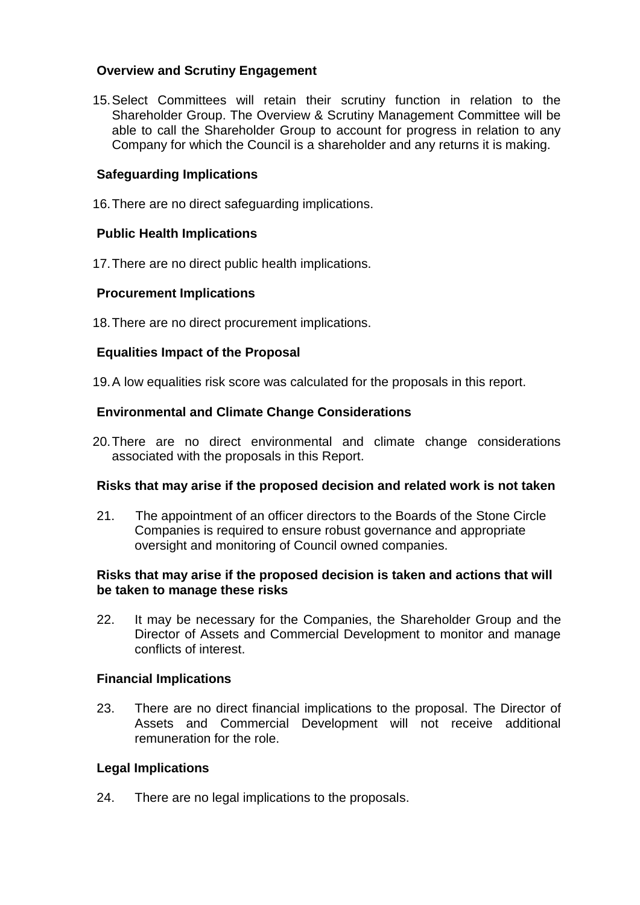## Overview and Scrutiny Engagement

15. Select Committees will retain their scrutiny function in relation to the Shareholder Group. The Overview & Scrutiny Management Committee will be able to call the Shareholder Group to account for progress in relation to any Company for which the Council is a shareholder and any returns it is making.

## Safeguarding Implications

16. There are no direct safeguarding implications.

## Public Health Implications

17. There are no direct public health implications.

## Procurement Implications

18. There are no direct procurement implications.

## Equalities Impact of the Proposal

19. A low equalities risk score was calculated for the proposals in this report.

## Environmental and Climate Change Considerations

20. There are no direct environmental and climate change considerations associated with the proposals in this Report.

## Risks that may arise if the proposed decision and related work is not taken

21. The appointment of an officer directors to the Boards of the Stone Circle Companies is required to ensure robust governance and appropriate oversight and monitoring of Council owned companies.

## Risks that may arise if the proposed decision is taken and actions that will be taken to manage these risks

22. It may be necessary for the Companies, the Shareholder Group and the Director of Assets and Commercial Development to monitor and manage conflicts of interest.

## Financial Implications

23. There are no direct financial implications to the proposal. The Director of Assets and Commercial Development will not receive additional remuneration for the role.

## Legal Implications

24. There are no legal implications to the proposals.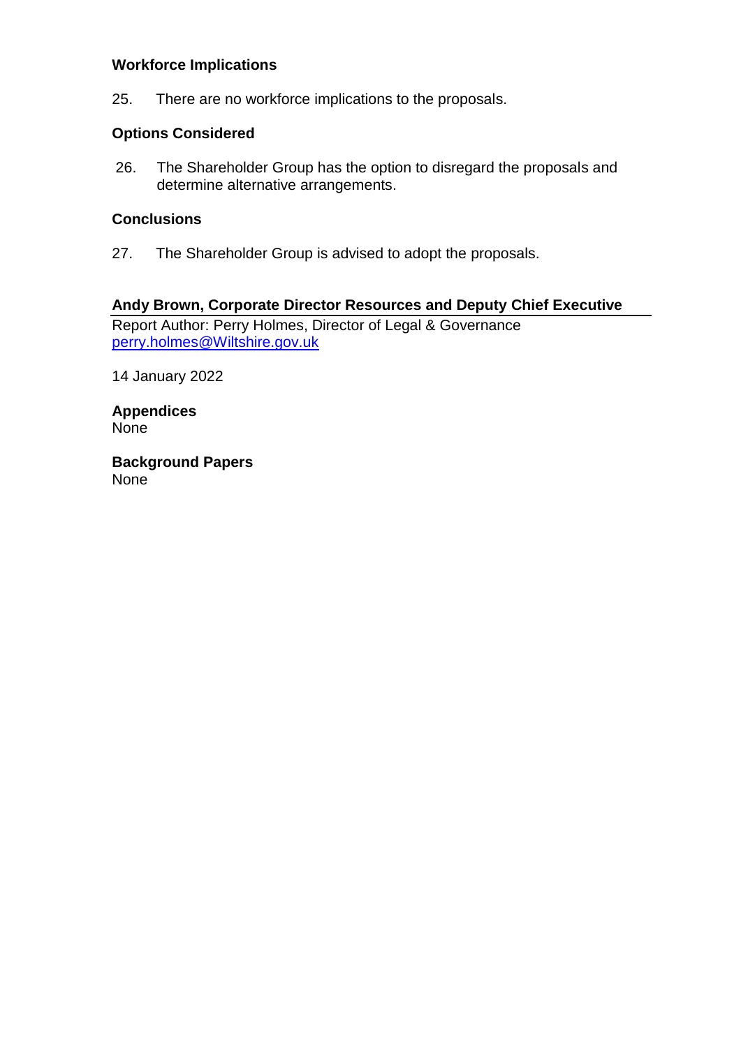**Workforce Implications**

25. There are no workforce implications to the proposals.

**Options Considered**

26. The Shareholder Group has the option to disregard the proposals and determine alternative arrangements.

**Conclusions**

27. The Shareholder Group is advised to adopt the proposals.

**Andy Brown, Corporate Director Resources and Deputy Chief Executive**

Report Author: Perry Holmes, Director of Legal & Governance
perry.holmes@Wiltshire.gov.uk

14 January 2022

**Appendices**
None

**Background Papers**
None